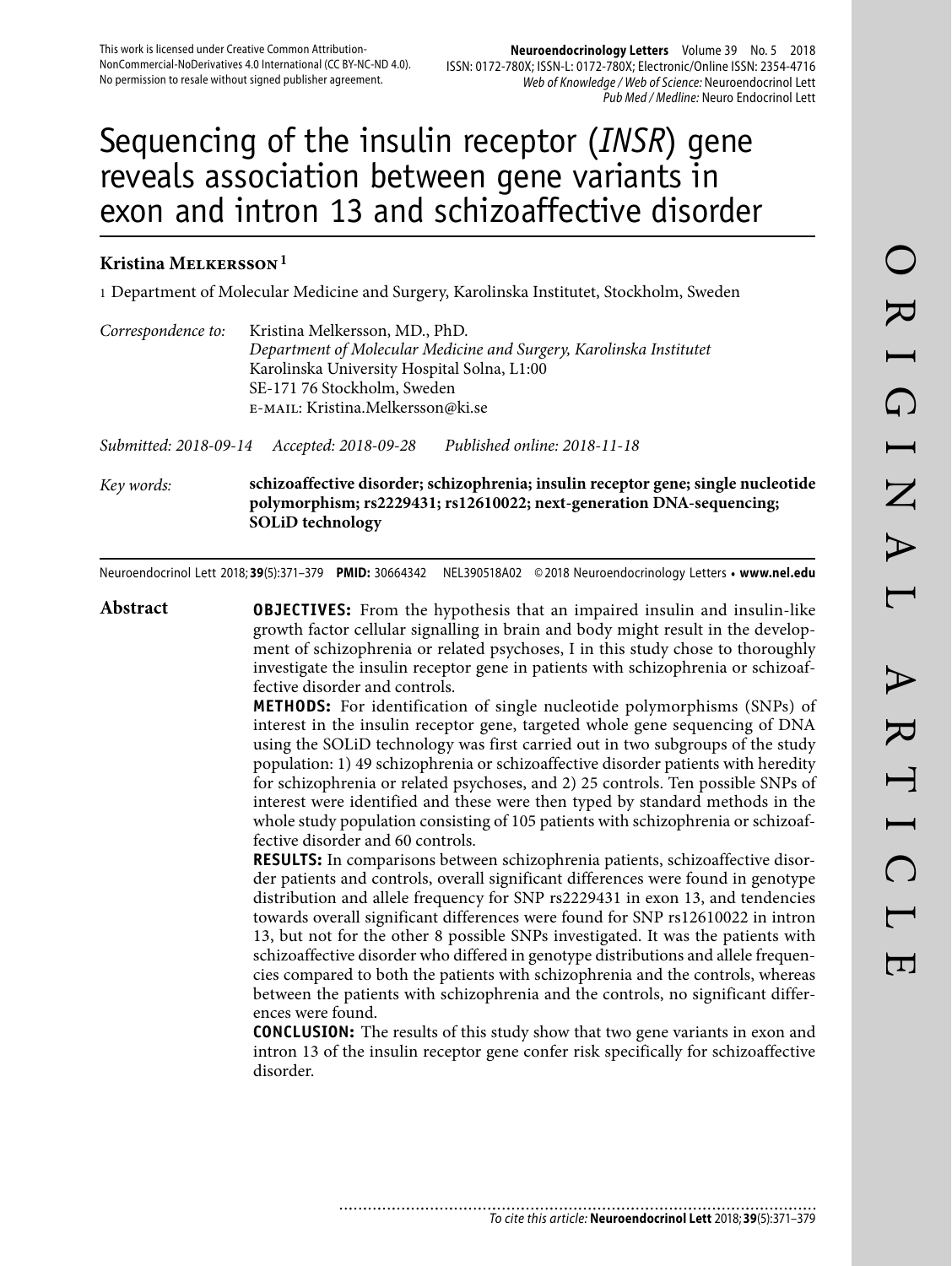This work is licensed under Creative Common Attribution-NonCommercial-NoDerivatives 4.0 International (CC BY-NC-ND 4.0). No permission to resale without signed publisher agreement.

# Sequencing of the insulin receptor (*INSR*) gene reveals association between gene variants in exon and intron 13 and schizoaffective disorder

**Kristina Melkersson**[1]

1 Department of Molecular Medicine and Surgery, Karolinska Institutet, Stockholm, Sweden

*Correspondence to:* Kristina Melkersson, MD., PhD.
*Department of Molecular Medicine and Surgery, Karolinska Institutet*
Karolinska University Hospital Solna, L1:00
SE-171 76 Stockholm, Sweden
E-MAIL: Kristina.Melkersson@ki.se

*Submitted: 2018-09-14* *Accepted: 2018-09-28* *Published online: 2018-11-18*

*Key words:* **schizoaffective disorder; schizophrenia; insulin receptor gene; single nucleotide polymorphism; rs2229431; rs12610022; next-generation DNA-sequencing; SOLiD technology**

Neuroendocrinol Lett 2018; **39**(5):371–379 **PMID:** 30664342 NEL390518A02 ©2018 Neuroendocrinology Letters • **www.nel.edu**

## Abstract

**OBJECTIVES:** From the hypothesis that an impaired insulin and insulin-like growth factor cellular signalling in brain and body might result in the development of schizophrenia or related psychoses, I in this study chose to thoroughly investigate the insulin receptor gene in patients with schizophrenia or schizoaffective disorder and controls.

**METHODS:** For identification of single nucleotide polymorphisms (SNPs) of interest in the insulin receptor gene, targeted whole gene sequencing of DNA using the SOLiD technology was first carried out in two subgroups of the study population: 1) 49 schizophrenia or schizoaffective disorder patients with heredity for schizophrenia or related psychoses, and 2) 25 controls. Ten possible SNPs of interest were identified and these were then typed by standard methods in the whole study population consisting of 105 patients with schizophrenia or schizoaffective disorder and 60 controls.

**RESULTS:** In comparisons between schizophrenia patients, schizoaffective disorder patients and controls, overall significant differences were found in genotype distribution and allele frequency for SNP rs2229431 in exon 13, and tendencies towards overall significant differences were found for SNP rs12610022 in intron 13, but not for the other 8 possible SNPs investigated. It was the patients with schizoaffective disorder who differed in genotype distributions and allele frequencies compared to both the patients with schizophrenia and the controls, whereas between the patients with schizophrenia and the controls, no significant differences were found.

**CONCLUSION:** The results of this study show that two gene variants in exon and intron 13 of the insulin receptor gene confer risk specifically for schizoaffective disorder.

*To cite this article:* **Neuroendocrinol Lett** 2018; **39**(5):371–379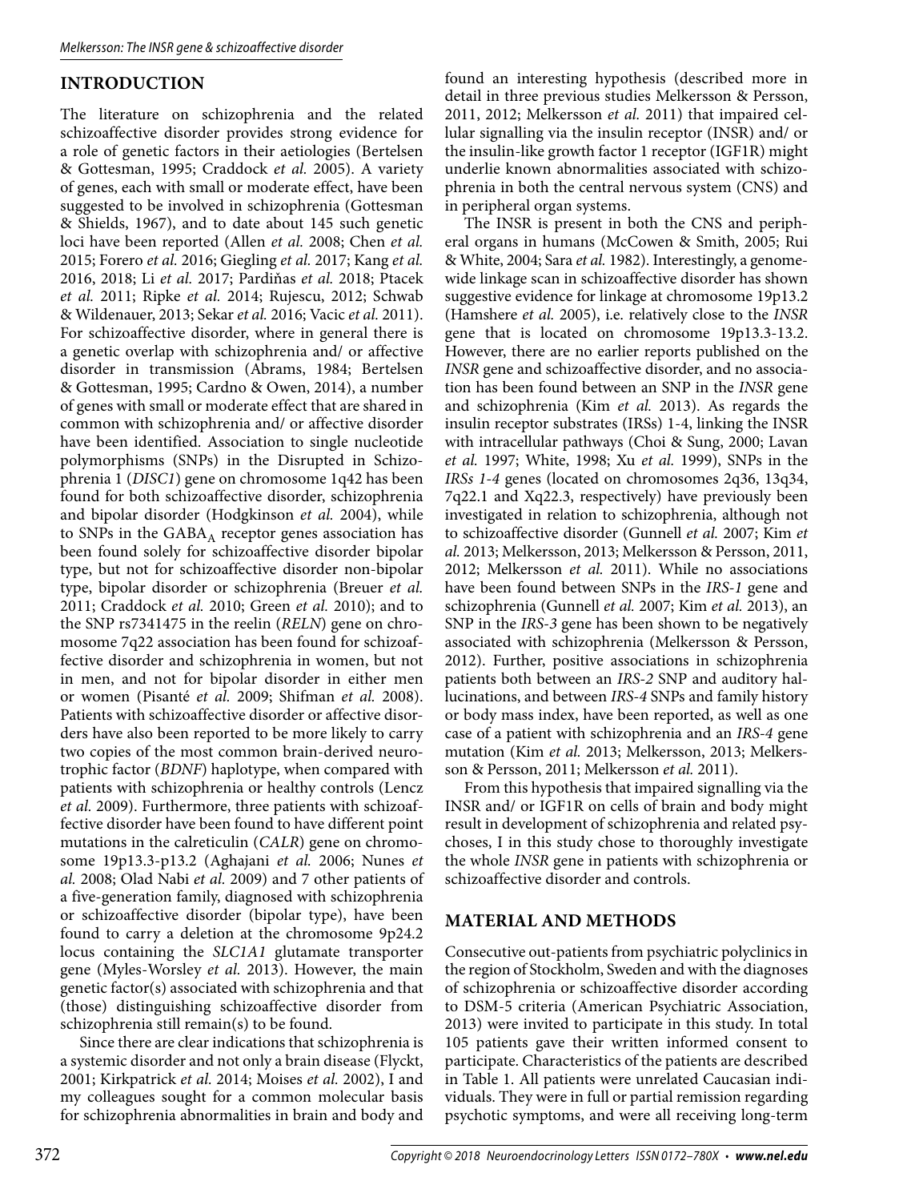## INTRODUCTION

The literature on schizophrenia and the related schizoaffective disorder provides strong evidence for a role of genetic factors in their aetiologies (Bertelsen & Gottesman, 1995; Craddock *et al.* 2005). A variety of genes, each with small or moderate effect, have been suggested to be involved in schizophrenia (Gottesman & Shields, 1967), and to date about 145 such genetic loci have been reported (Allen *et al.* 2008; Chen *et al.* 2015; Forero *et al.* 2016; Giegling *et al.* 2017; Kang *et al.* 2016, 2018; Li *et al.* 2017; Pardiňas *et al.* 2018; Ptacek *et al.* 2011; Ripke *et al.* 2014; Rujescu, 2012; Schwab & Wildenauer, 2013; Sekar *et al.* 2016; Vacic *et al.* 2011). For schizoaffective disorder, where in general there is a genetic overlap with schizophrenia and/ or affective disorder in transmission (Abrams, 1984; Bertelsen & Gottesman, 1995; Cardno & Owen, 2014), a number of genes with small or moderate effect that are shared in common with schizophrenia and/ or affective disorder have been identified. Association to single nucleotide polymorphisms (SNPs) in the Disrupted in Schizophrenia 1 (*DISC1*) gene on chromosome 1q42 has been found for both schizoaffective disorder, schizophrenia and bipolar disorder (Hodgkinson *et al.* 2004), while to SNPs in the $GABA_A$ receptor genes association has been found solely for schizoaffective disorder bipolar type, but not for schizoaffective disorder non-bipolar type, bipolar disorder or schizophrenia (Breuer *et al.* 2011; Craddock *et al.* 2010; Green *et al.* 2010); and to the SNP rs7341475 in the reelin (*RELN*) gene on chromosome 7q22 association has been found for schizoaffective disorder and schizophrenia in women, but not in men, and not for bipolar disorder in either men or women (Pisanté *et al.* 2009; Shifman *et al.* 2008). Patients with schizoaffective disorder or affective disorders have also been reported to be more likely to carry two copies of the most common brain-derived neurotrophic factor (*BDNF*) haplotype, when compared with patients with schizophrenia or healthy controls (Lencz *et al.* 2009). Furthermore, three patients with schizoaffective disorder have been found to have different point mutations in the calreticulin (*CALR*) gene on chromosome 19p13.3-p13.2 (Aghajani *et al.* 2006; Nunes *et al.* 2008; Olad Nabi *et al.* 2009) and 7 other patients of a five-generation family, diagnosed with schizophrenia or schizoaffective disorder (bipolar type), have been found to carry a deletion at the chromosome 9p24.2 locus containing the *SLC1A1* glutamate transporter gene (Myles-Worsley *et al.* 2013). However, the main genetic factor(s) associated with schizophrenia and that (those) distinguishing schizoaffective disorder from schizophrenia still remain(s) to be found.

Since there are clear indications that schizophrenia is a systemic disorder and not only a brain disease (Flyckt, 2001; Kirkpatrick *et al.* 2014; Moises *et al.* 2002), I and my colleagues sought for a common molecular basis for schizophrenia abnormalities in brain and body and found an interesting hypothesis (described more in detail in three previous studies Melkersson & Persson, 2011, 2012; Melkersson *et al.* 2011) that impaired cellular signalling via the insulin receptor (INSR) and/ or the insulin-like growth factor 1 receptor (IGF1R) might underlie known abnormalities associated with schizophrenia in both the central nervous system (CNS) and in peripheral organ systems.

The INSR is present in both the CNS and peripheral organs in humans (McCowen & Smith, 2005; Rui & White, 2004; Sara *et al.* 1982). Interestingly, a genome-wide linkage scan in schizoaffective disorder has shown suggestive evidence for linkage at chromosome 19p13.2 (Hamshere *et al.* 2005), i.e. relatively close to the *INSR* gene that is located on chromosome 19p13.3-13.2. However, there are no earlier reports published on the *INSR* gene and schizoaffective disorder, and no association has been found between an SNP in the *INSR* gene and schizophrenia (Kim *et al.* 2013). As regards the insulin receptor substrates (IRSs) 1-4, linking the INSR with intracellular pathways (Choi & Sung, 2000; Lavan *et al.* 1997; White, 1998; Xu *et al.* 1999), SNPs in the *IRSs 1-4* genes (located on chromosomes 2q36, 13q34, 7q22.1 and Xq22.3, respectively) have previously been investigated in relation to schizophrenia, although not to schizoaffective disorder (Gunnell *et al.* 2007; Kim *et al.* 2013; Melkersson, 2013; Melkersson & Persson, 2011, 2012; Melkersson *et al.* 2011). While no associations have been found between SNPs in the *IRS-1* gene and schizophrenia (Gunnell *et al.* 2007; Kim *et al.* 2013), an SNP in the *IRS-3* gene has been shown to be negatively associated with schizophrenia (Melkersson & Persson, 2012). Further, positive associations in schizophrenia patients both between an *IRS-2* SNP and auditory hallucinations, and between *IRS-4* SNPs and family history or body mass index, have been reported, as well as one case of a patient with schizophrenia and an *IRS-4* gene mutation (Kim *et al.* 2013; Melkersson, 2013; Melkersson & Persson, 2011; Melkersson *et al.* 2011).

From this hypothesis that impaired signalling via the INSR and/ or IGF1R on cells of brain and body might result in development of schizophrenia and related psychoses, I in this study chose to thoroughly investigate the whole *INSR* gene in patients with schizophrenia or schizoaffective disorder and controls.

## MATERIAL AND METHODS

Consecutive out-patients from psychiatric polyclinics in the region of Stockholm, Sweden and with the diagnoses of schizophrenia or schizoaffective disorder according to DSM-5 criteria (American Psychiatric Association, 2013) were invited to participate in this study. In total 105 patients gave their written informed consent to participate. Characteristics of the patients are described in Table 1. All patients were unrelated Caucasian individuals. They were in full or partial remission regarding psychotic symptoms, and were all receiving long-term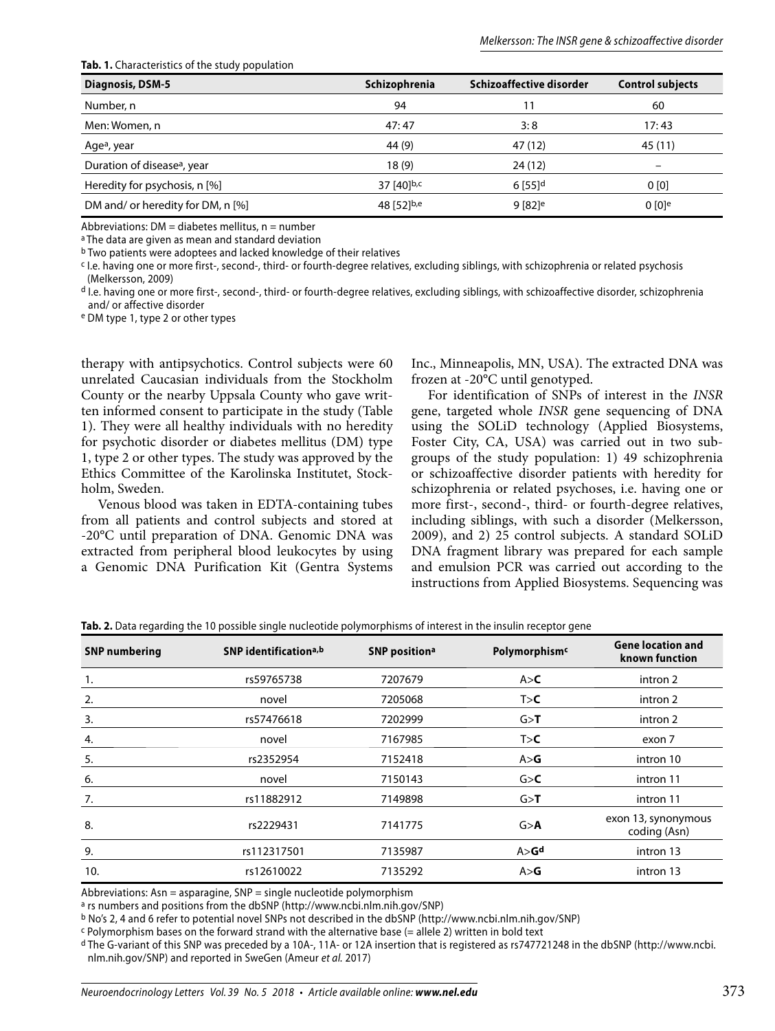**Tab. 1.** Characteristics of the study population

| Diagnosis, DSM-5 | Schizophrenia | Schizoaffective disorder | Control subjects |
|---|---|---|---|
| Number, n | 94 | 11 | 60 |
| Men: Women, n | 47: 47 | 3: 8 | 17: 43 |
| Age[a], year | 44 (9) | 47 (12) | 45 (11) |
| Duration of disease[a], year | 18 (9) | 24 (12) | – |
| Heredity for psychosis, n [%] | 37 [40][b,c] | 6 [55][d] | 0 [0] |
| DM and/ or heredity for DM, n [%] | 48 [52][b,e] | 9 [82][e] | 0 [0][e] |

Abbreviations: DM = diabetes mellitus, n = number

[a] The data are given as mean and standard deviation

[b] Two patients were adoptees and lacked knowledge of their relatives

[c] I.e. having one or more first-, second-, third- or fourth-degree relatives, excluding siblings, with schizophrenia or related psychosis (Melkersson, 2009)

[d] I.e. having one or more first-, second-, third- or fourth-degree relatives, excluding siblings, with schizoaffective disorder, schizophrenia and/ or affective disorder

[e] DM type 1, type 2 or other types

therapy with antipsychotics. Control subjects were 60 unrelated Caucasian individuals from the Stockholm County or the nearby Uppsala County who gave written informed consent to participate in the study (Table 1). They were all healthy individuals with no heredity for psychotic disorder or diabetes mellitus (DM) type 1, type 2 or other types. The study was approved by the Ethics Committee of the Karolinska Institutet, Stockholm, Sweden.

Venous blood was taken in EDTA-containing tubes from all patients and control subjects and stored at -20°C until preparation of DNA. Genomic DNA was extracted from peripheral blood leukocytes by using a Genomic DNA Purification Kit (Gentra Systems Inc., Minneapolis, MN, USA). The extracted DNA was frozen at -20°C until genotyped.

For identification of SNPs of interest in the *INSR* gene, targeted whole *INSR* gene sequencing of DNA using the SOLiD technology (Applied Biosystems, Foster City, CA, USA) was carried out in two subgroups of the study population: 1) 49 schizophrenia or schizoaffective disorder patients with heredity for schizophrenia or related psychoses, i.e. having one or more first-, second-, third- or fourth-degree relatives, including siblings, with such a disorder (Melkersson, 2009), and 2) 25 control subjects. A standard SOLiD DNA fragment library was prepared for each sample and emulsion PCR was carried out according to the instructions from Applied Biosystems. Sequencing was

**Tab. 2.** Data regarding the 10 possible single nucleotide polymorphisms of interest in the insulin receptor gene

| SNP numbering | SNP identification[a,b] | SNP position[a] | Polymorphism[c] | Gene location and known function |
|---|---|---|---|---|
| 1. | rs59765738 | 7207679 | A>**C** | intron 2 |
| 2. | novel | 7205068 | T>**C** | intron 2 |
| 3. | rs57476618 | 7202999 | G>**T** | intron 2 |
| 4. | novel | 7167985 | T>**C** | exon 7 |
| 5. | rs2352954 | 7152418 | A>**G** | intron 10 |
| 6. | novel | 7150143 | G>**C** | intron 11 |
| 7. | rs11882912 | 7149898 | G>**T** | intron 11 |
| 8. | rs2229431 | 7141775 | G>**A** | exon 13, synonymous coding (Asn) |
| 9. | rs112317501 | 7135987 | A>**G**[d] | intron 13 |
| 10. | rs12610022 | 7135292 | A>**G** | intron 13 |

Abbreviations: Asn = asparagine, SNP = single nucleotide polymorphism

[a] rs numbers and positions from the dbSNP (http://www.ncbi.nlm.nih.gov/SNP)

[b] No's 2, 4 and 6 refer to potential novel SNPs not described in the dbSNP (http://www.ncbi.nlm.nih.gov/SNP)

[c] Polymorphism bases on the forward strand with the alternative base (= allele 2) written in bold text

[d] The G-variant of this SNP was preceded by a 10A-, 11A- or 12A insertion that is registered as rs747721248 in the dbSNP (http://www.ncbi.nlm.nih.gov/SNP) and reported in SweGen (Ameur *et al.* 2017)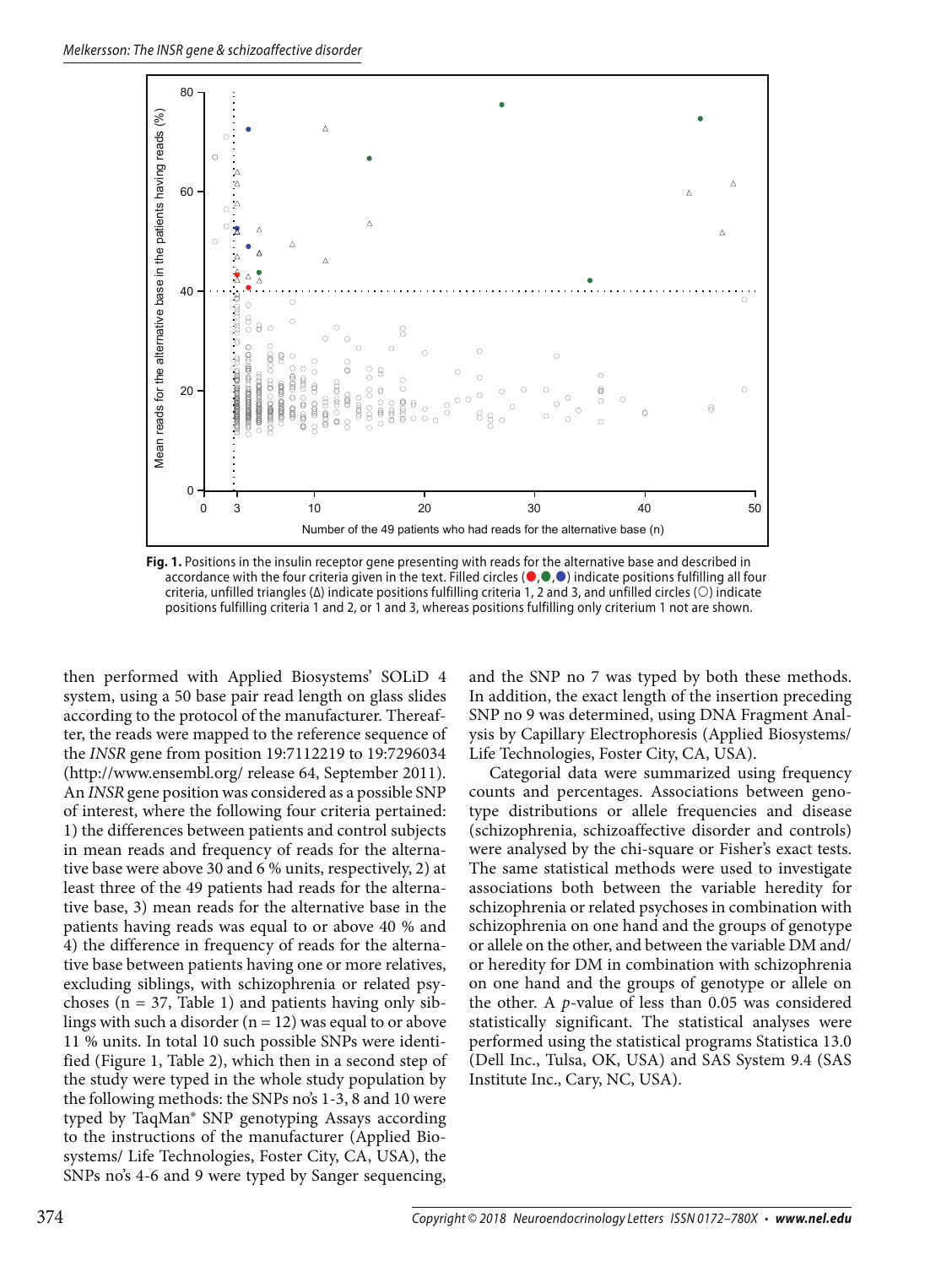**Fig. 1.** Positions in the insulin receptor gene presenting with reads for the alternative base and described in accordance with the four criteria given in the text. Filled circles (●,●,●) indicate positions fulfilling all four criteria, unfilled triangles (Δ) indicate positions fulfilling criteria 1, 2 and 3, and unfilled circles (○) indicate positions fulfilling criteria 1 and 2, or 1 and 3, whereas positions fulfilling only criterium 1 not are shown.

then performed with Applied Biosystems' SOLiD 4 system, using a 50 base pair read length on glass slides according to the protocol of the manufacturer. Thereafter, the reads were mapped to the reference sequence of the *INSR* gene from position 19:7112219 to 19:7296034 (http://www.ensembl.org/ release 64, September 2011). An *INSR* gene position was considered as a possible SNP of interest, where the following four criteria pertained: 1) the differences between patients and control subjects in mean reads and frequency of reads for the alternative base were above 30 and 6 % units, respectively, 2) at least three of the 49 patients had reads for the alternative base, 3) mean reads for the alternative base in the patients having reads was equal to or above 40 % and 4) the difference in frequency of reads for the alternative base between patients having one or more relatives, excluding siblings, with schizophrenia or related psychoses (n = 37, Table 1) and patients having only siblings with such a disorder (n = 12) was equal to or above 11 % units. In total 10 such possible SNPs were identified (Figure 1, Table 2), which then in a second step of the study were typed in the whole study population by the following methods: the SNPs no's 1-3, 8 and 10 were typed by TaqMan® SNP genotyping Assays according to the instructions of the manufacturer (Applied Biosystems/ Life Technologies, Foster City, CA, USA), the SNPs no's 4-6 and 9 were typed by Sanger sequencing, and the SNP no 7 was typed by both these methods. In addition, the exact length of the insertion preceding SNP no 9 was determined, using DNA Fragment Analysis by Capillary Electrophoresis (Applied Biosystems/ Life Technologies, Foster City, CA, USA).

Categorial data were summarized using frequency counts and percentages. Associations between genotype distributions or allele frequencies and disease (schizophrenia, schizoaffective disorder and controls) were analysed by the chi-square or Fisher's exact tests. The same statistical methods were used to investigate associations both between the variable heredity for schizophrenia or related psychoses in combination with schizophrenia on one hand and the groups of genotype or allele on the other, and between the variable DM and/ or heredity for DM in combination with schizophrenia on one hand and the groups of genotype or allele on the other. A *p*-value of less than 0.05 was considered statistically significant. The statistical analyses were performed using the statistical programs Statistica 13.0 (Dell Inc., Tulsa, OK, USA) and SAS System 9.4 (SAS Institute Inc., Cary, NC, USA).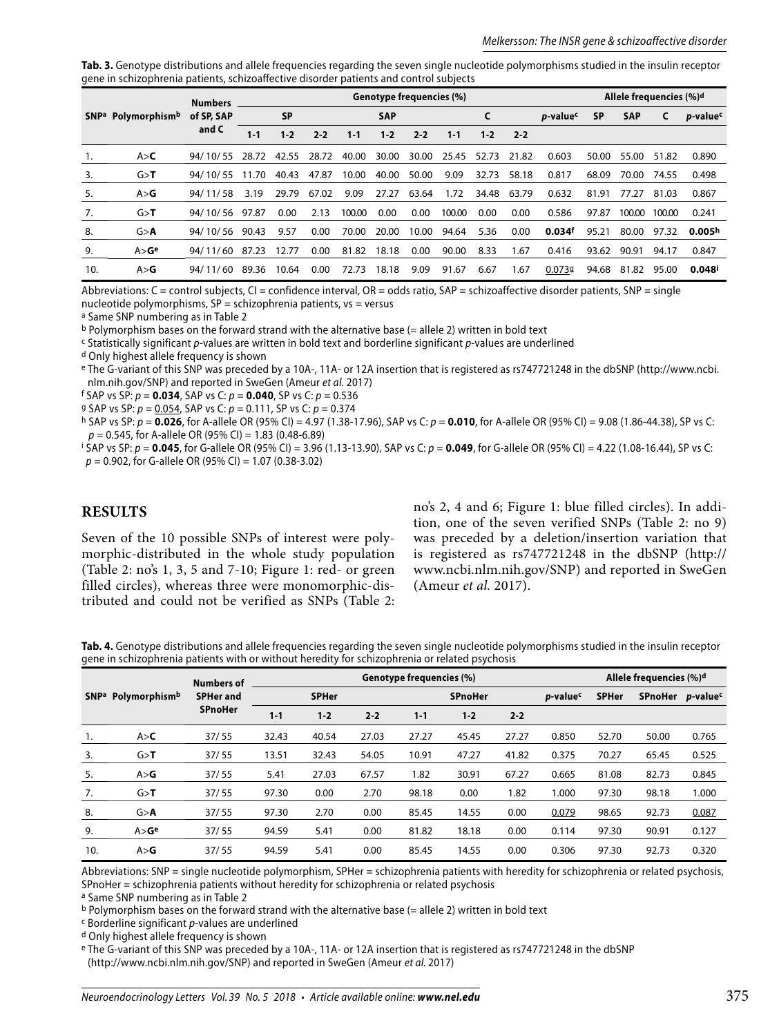**Tab. 3.** Genotype distributions and allele frequencies regarding the seven single nucleotide polymorphisms studied in the insulin receptor gene in schizophrenia patients, schizoaffective disorder patients and control subjects

| SNP[a] | Polymorphism[b] | Numbers of SP, SAP and C | Genotype frequencies (%) | | | | | | | | | | Allele frequencies (%)[d] | | | |
|---|---|---|---|---|---|---|---|---|---|---|---|---|---|---|---|---|
| | | | SP | | | SAP | | | C | | | *p*-value[c] | SP | SAP | C | *p*-value[c] |
| | | | 1-1 | 1-2 | 2-2 | 1-1 | 1-2 | 2-2 | 1-1 | 1-2 | 2-2 | | | | | |
| 1. | A>**C** | 94/ 10/ 55 | 28.72 | 42.55 | 28.72 | 40.00 | 30.00 | 30.00 | 25.45 | 52.73 | 21.82 | 0.603 | 50.00 | 55.00 | 51.82 | 0.890 |
| 3. | G>**T** | 94/ 10/ 55 | 11.70 | 40.43 | 47.87 | 10.00 | 40.00 | 50.00 | 9.09 | 32.73 | 58.18 | 0.817 | 68.09 | 70.00 | 74.55 | 0.498 |
| 5. | A>**G** | 94/ 11/ 58 | 3.19 | 29.79 | 67.02 | 9.09 | 27.27 | 63.64 | 1.72 | 34.48 | 63.79 | 0.632 | 81.91 | 77.27 | 81.03 | 0.867 |
| 7. | G>**T** | 94/ 10/ 56 | 97.87 | 0.00 | 2.13 | 100.00 | 0.00 | 0.00 | 100.00 | 0.00 | 0.00 | 0.586 | 97.87 | 100.00 | 100.00 | 0.241 |
| 8. | G>**A** | 94/ 10/ 56 | 90.43 | 9.57 | 0.00 | 70.00 | 20.00 | 10.00 | 94.64 | 5.36 | 0.00 | **0.034**[f] | 95.21 | 80.00 | 97.32 | **0.005**[h] |
| 9. | A>**G**[e] | 94/ 11/ 60 | 87.23 | 12.77 | 0.00 | 81.82 | 18.18 | 0.00 | 90.00 | 8.33 | 1.67 | 0.416 | 93.62 | 90.91 | 94.17 | 0.847 |
| 10. | A>**G** | 94/ 11/ 60 | 89.36 | 10.64 | 0.00 | 72.73 | 18.18 | 9.09 | 91.67 | 6.67 | 1.67 | 0.073[g] | 94.68 | 81.82 | 95.00 | **0.048**[i] |

Abbreviations: C = control subjects, CI = confidence interval, OR = odds ratio, SAP = schizoaffective disorder patients, SNP = single nucleotide polymorphisms, SP = schizophrenia patients, vs = versus

[a] Same SNP numbering as in Table 2

[b] Polymorphism bases on the forward strand with the alternative base (= allele 2) written in bold text

[c] Statistically significant *p*-values are written in bold text and borderline significant *p*-values are underlined

[d] Only highest allele frequency is shown

[e] The G-variant of this SNP was preceded by a 10A-, 11A- or 12A insertion that is registered as rs747721248 in the dbSNP (http://www.ncbi.nlm.nih.gov/SNP) and reported in SweGen (Ameur *et al.* 2017)

[f] SAP vs SP: *p* = **0.034**, SAP vs C: *p* = **0.040**, SP vs C: *p* = 0.536

[g] SAP vs SP: *p* = 0.054, SAP vs C: *p* = 0.111, SP vs C: *p* = 0.374

[h] SAP vs SP: *p* = **0.026**, for A-allele OR (95% CI) = 4.97 (1.38-17.96), SAP vs C: *p* = **0.010**, for A-allele OR (95% CI) = 9.08 (1.86-44.38), SP vs C: *p* = 0.545, for A-allele OR (95% CI) = 1.83 (0.48-6.89)

[i] SAP vs SP: *p* = **0.045**, for G-allele OR (95% CI) = 3.96 (1.13-13.90), SAP vs C: *p* = **0.049**, for G-allele OR (95% CI) = 4.22 (1.08-16.44), SP vs C: *p* = 0.902, for G-allele OR (95% CI) = 1.07 (0.38-3.02)

## RESULTS

Seven of the 10 possible SNPs of interest were polymorphic-distributed in the whole study population (Table 2: no's 1, 3, 5 and 7-10; Figure 1: red- or green filled circles), whereas three were monomorphic-distributed and could not be verified as SNPs (Table 2: no's 2, 4 and 6; Figure 1: blue filled circles). In addition, one of the seven verified SNPs (Table 2: no 9) was preceded by a deletion/insertion variation that is registered as rs747721248 in the dbSNP (http://www.ncbi.nlm.nih.gov/SNP) and reported in SweGen (Ameur *et al.* 2017).

**Tab. 4.** Genotype distributions and allele frequencies regarding the seven single nucleotide polymorphisms studied in the insulin receptor gene in schizophrenia patients with or without heredity for schizophrenia or related psychosis

| SNP[a] | Polymorphism[b] | Numbers of SPHer and SPnoHer | Genotype frequencies (%) | | | | | | | Allele frequencies (%)[d] | | |
|---|---|---|---|---|---|---|---|---|---|---|---|---|
| | | | SPHer | | | SPnoHer | | | *p*-value[c] | SPHer | SPnoHer | *p*-value[c] |
| | | | 1-1 | 1-2 | 2-2 | 1-1 | 1-2 | 2-2 | | | | |
| 1. | A>**C** | 37/ 55 | 32.43 | 40.54 | 27.03 | 27.27 | 45.45 | 27.27 | 0.850 | 52.70 | 50.00 | 0.765 |
| 3. | G>**T** | 37/ 55 | 13.51 | 32.43 | 54.05 | 10.91 | 47.27 | 41.82 | 0.375 | 70.27 | 65.45 | 0.525 |
| 5. | A>**G** | 37/ 55 | 5.41 | 27.03 | 67.57 | 1.82 | 30.91 | 67.27 | 0.665 | 81.08 | 82.73 | 0.845 |
| 7. | G>**T** | 37/ 55 | 97.30 | 0.00 | 2.70 | 98.18 | 0.00 | 1.82 | 1.000 | 97.30 | 98.18 | 1.000 |
| 8. | G>**A** | 37/ 55 | 97.30 | 2.70 | 0.00 | 85.45 | 14.55 | 0.00 | 0.079 | 98.65 | 92.73 | 0.087 |
| 9. | A>**G**[e] | 37/ 55 | 94.59 | 5.41 | 0.00 | 81.82 | 18.18 | 0.00 | 0.114 | 97.30 | 90.91 | 0.127 |
| 10. | A>**G** | 37/ 55 | 94.59 | 5.41 | 0.00 | 85.45 | 14.55 | 0.00 | 0.306 | 97.30 | 92.73 | 0.320 |

Abbreviations: SNP = single nucleotide polymorphism, SPHer = schizophrenia patients with heredity for schizophrenia or related psychosis, SPnoHer = schizophrenia patients without heredity for schizophrenia or related psychosis

[a] Same SNP numbering as in Table 2

[b] Polymorphism bases on the forward strand with the alternative base (= allele 2) written in bold text

[c] Borderline significant *p*-values are underlined

[d] Only highest allele frequency is shown

[e] The G-variant of this SNP was preceded by a 10A-, 11A- or 12A insertion that is registered as rs747721248 in the dbSNP (http://www.ncbi.nlm.nih.gov/SNP) and reported in SweGen (Ameur *et al.* 2017)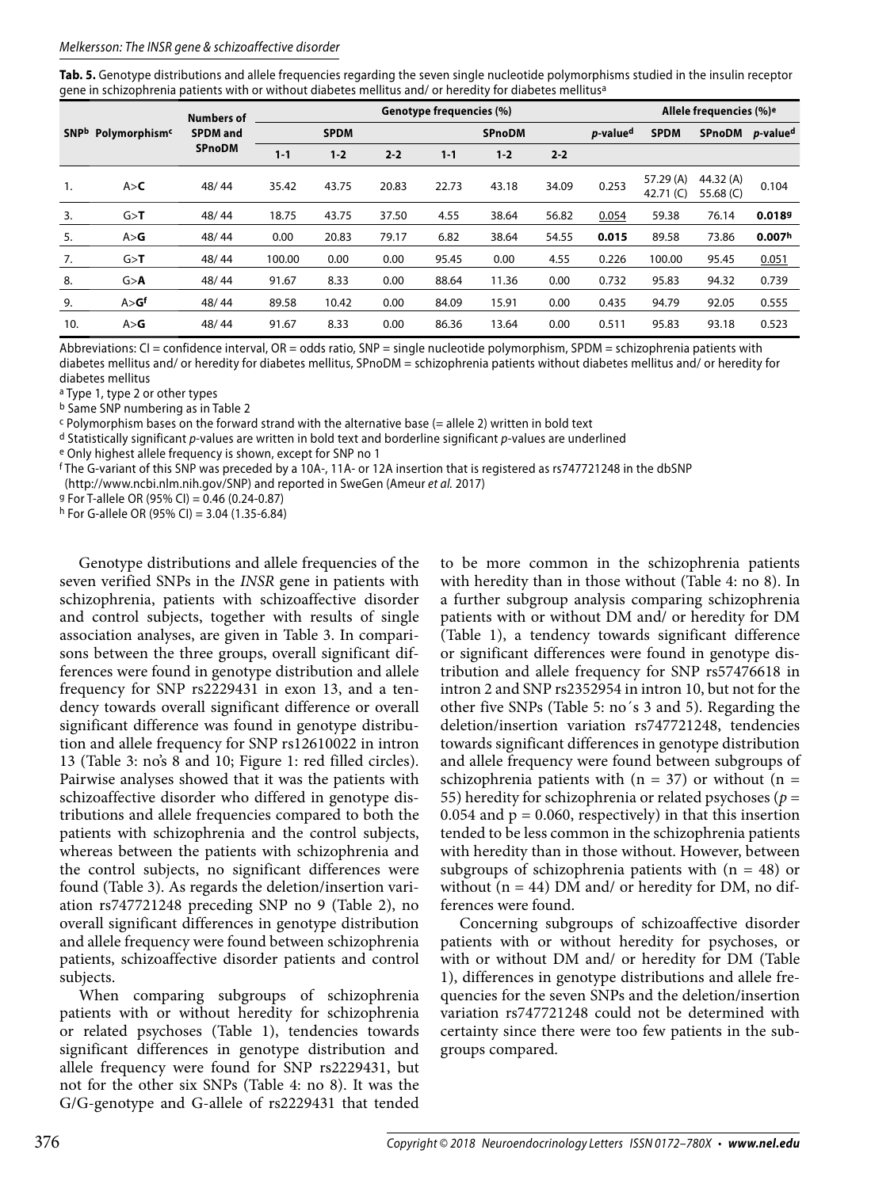**Tab. 5.** Genotype distributions and allele frequencies regarding the seven single nucleotide polymorphisms studied in the insulin receptor gene in schizophrenia patients with or without diabetes mellitus and/ or heredity for diabetes mellitus[a]

| SNP[b] | Polymorphism[c] | Numbers of SPDM and SPnoDM | Genotype frequencies (%) | | | | | | | Allele frequencies (%)[e] | | |
|---|---|---|---|---|---|---|---|---|---|---|---|---|
| | | | SPDM | | | SPnoDM | | | p-value[d] | SPDM | SPnoDM | p-value[d] |
| | | | 1-1 | 1-2 | 2-2 | 1-1 | 1-2 | 2-2 | | | | |
| 1. | A>**C** | 48/ 44 | 35.42 | 43.75 | 20.83 | 22.73 | 43.18 | 34.09 | 0.253 | 57.29 (A) 42.71 (C) | 44.32 (A) 55.68 (C) | 0.104 |
| 3. | G>**T** | 48/ 44 | 18.75 | 43.75 | 37.50 | 4.55 | 38.64 | 56.82 | <u>0.054</u> | 59.38 | 76.14 | **0.018**[g] |
| 5. | A>**G** | 48/ 44 | 0.00 | 20.83 | 79.17 | 6.82 | 38.64 | 54.55 | **0.015** | 89.58 | 73.86 | **0.007**[h] |
| 7. | G>**T** | 48/ 44 | 100.00 | 0.00 | 0.00 | 95.45 | 0.00 | 4.55 | 0.226 | 100.00 | 95.45 | <u>0.051</u> |
| 8. | G>**A** | 48/ 44 | 91.67 | 8.33 | 0.00 | 88.64 | 11.36 | 0.00 | 0.732 | 95.83 | 94.32 | 0.739 |
| 9. | A>**G**[f] | 48/ 44 | 89.58 | 10.42 | 0.00 | 84.09 | 15.91 | 0.00 | 0.435 | 94.79 | 92.05 | 0.555 |
| 10. | A>**G** | 48/ 44 | 91.67 | 8.33 | 0.00 | 86.36 | 13.64 | 0.00 | 0.511 | 95.83 | 93.18 | 0.523 |

Abbreviations: CI = confidence interval, OR = odds ratio, SNP = single nucleotide polymorphism, SPDM = schizophrenia patients with diabetes mellitus and/ or heredity for diabetes mellitus, SPnoDM = schizophrenia patients without diabetes mellitus and/ or heredity for diabetes mellitus

[a] Type 1, type 2 or other types

[b] Same SNP numbering as in Table 2

[c] Polymorphism bases on the forward strand with the alternative base (= allele 2) written in bold text

[d] Statistically significant p-values are written in bold text and borderline significant p-values are underlined

[e] Only highest allele frequency is shown, except for SNP no 1

[f] The G-variant of this SNP was preceded by a 10A-, 11A- or 12A insertion that is registered as rs747721248 in the dbSNP (http://www.ncbi.nlm.nih.gov/SNP) and reported in SweGen (Ameur *et al.* 2017)

[g] For T-allele OR (95% CI) = 0.46 (0.24-0.87)

[h] For G-allele OR (95% CI) = 3.04 (1.35-6.84)

Genotype distributions and allele frequencies of the seven verified SNPs in the *INSR* gene in patients with schizophrenia, patients with schizoaffective disorder and control subjects, together with results of single association analyses, are given in Table 3. In comparisons between the three groups, overall significant differences were found in genotype distribution and allele frequency for SNP rs2229431 in exon 13, and a tendency towards overall significant difference or overall significant difference was found in genotype distribution and allele frequency for SNP rs12610022 in intron 13 (Table 3: no's 8 and 10; Figure 1: red filled circles). Pairwise analyses showed that it was the patients with schizoaffective disorder who differed in genotype distributions and allele frequencies compared to both the patients with schizophrenia and the control subjects, whereas between the patients with schizophrenia and the control subjects, no significant differences were found (Table 3). As regards the deletion/insertion variation rs747721248 preceding SNP no 9 (Table 2), no overall significant differences in genotype distribution and allele frequency were found between schizophrenia patients, schizoaffective disorder patients and control subjects.

When comparing subgroups of schizophrenia patients with or without heredity for schizophrenia or related psychoses (Table 1), tendencies towards significant differences in genotype distribution and allele frequency were found for SNP rs2229431, but not for the other six SNPs (Table 4: no 8). It was the G/G-genotype and G-allele of rs2229431 that tended to be more common in the schizophrenia patients with heredity than in those without (Table 4: no 8). In a further subgroup analysis comparing schizophrenia patients with or without DM and/ or heredity for DM (Table 1), a tendency towards significant difference or significant differences were found in genotype distribution and allele frequency for SNP rs57476618 in intron 2 and SNP rs2352954 in intron 10, but not for the other five SNPs (Table 5: no´s 3 and 5). Regarding the deletion/insertion variation rs747721248, tendencies towards significant differences in genotype distribution and allele frequency were found between subgroups of schizophrenia patients with (n = 37) or without (n = 55) heredity for schizophrenia or related psychoses (*p* = 0.054 and p = 0.060, respectively) in that this insertion tended to be less common in the schizophrenia patients with heredity than in those without. However, between subgroups of schizophrenia patients with (n = 48) or without (n = 44) DM and/ or heredity for DM, no differences were found.

Concerning subgroups of schizoaffective disorder patients with or without heredity for psychoses, or with or without DM and/ or heredity for DM (Table 1), differences in genotype distributions and allele frequencies for the seven SNPs and the deletion/insertion variation rs747721248 could not be determined with certainty since there were too few patients in the subgroups compared.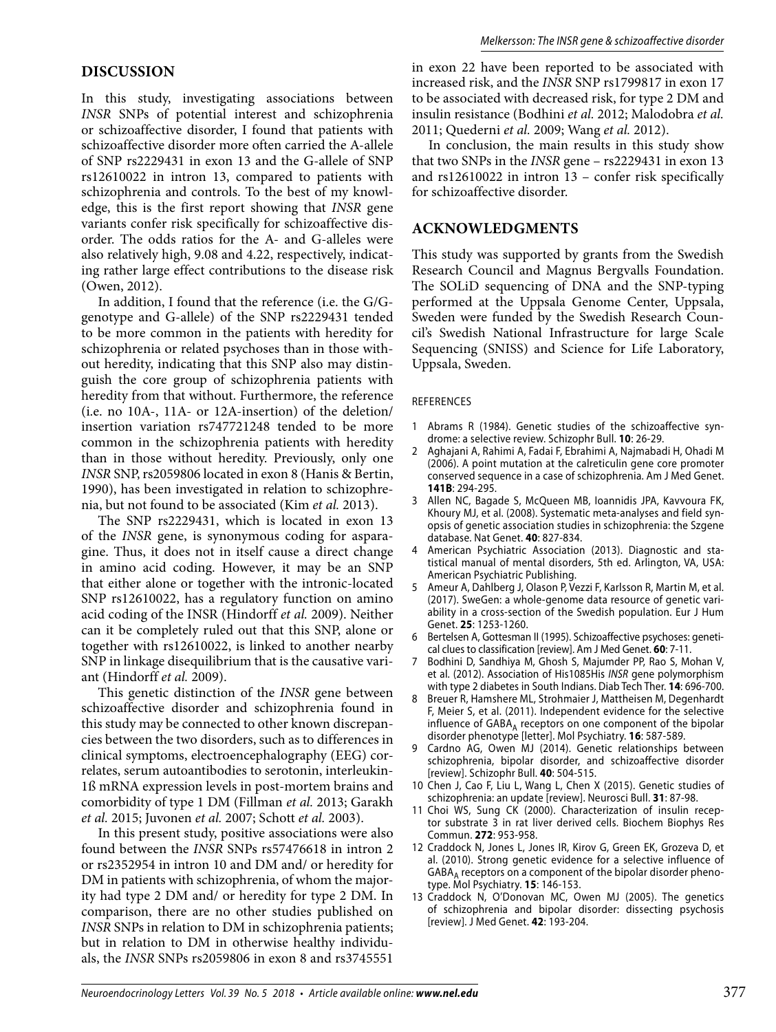## DISCUSSION

In this study, investigating associations between *INSR* SNPs of potential interest and schizophrenia or schizoaffective disorder, I found that patients with schizoaffective disorder more often carried the A-allele of SNP rs2229431 in exon 13 and the G-allele of SNP rs12610022 in intron 13, compared to patients with schizophrenia and controls. To the best of my knowledge, this is the first report showing that *INSR* gene variants confer risk specifically for schizoaffective disorder. The odds ratios for the A- and G-alleles were also relatively high, 9.08 and 4.22, respectively, indicating rather large effect contributions to the disease risk (Owen, 2012).

In addition, I found that the reference (i.e. the G/G-genotype and G-allele) of the SNP rs2229431 tended to be more common in the patients with heredity for schizophrenia or related psychoses than in those without heredity, indicating that this SNP also may distinguish the core group of schizophrenia patients with heredity from that without. Furthermore, the reference (i.e. no 10A-, 11A- or 12A-insertion) of the deletion/insertion variation rs747721248 tended to be more common in the schizophrenia patients with heredity than in those without heredity. Previously, only one *INSR* SNP, rs2059806 located in exon 8 (Hanis & Bertin, 1990), has been investigated in relation to schizophrenia, but not found to be associated (Kim *et al.* 2013).

The SNP rs2229431, which is located in exon 13 of the *INSR* gene, is synonymous coding for asparagine. Thus, it does not in itself cause a direct change in amino acid coding. However, it may be an SNP that either alone or together with the intronic-located SNP rs12610022, has a regulatory function on amino acid coding of the INSR (Hindorff *et al.* 2009). Neither can it be completely ruled out that this SNP, alone or together with rs12610022, is linked to another nearby SNP in linkage disequilibrium that is the causative variant (Hindorff *et al.* 2009).

This genetic distinction of the *INSR* gene between schizoaffective disorder and schizophrenia found in this study may be connected to other known discrepancies between the two disorders, such as to differences in clinical symptoms, electroencephalography (EEG) correlates, serum autoantibodies to serotonin, interleukin-1ß mRNA expression levels in post-mortem brains and comorbidity of type 1 DM (Fillman *et al.* 2013; Garakh *et al.* 2015; Juvonen *et al.* 2007; Schott *et al.* 2003).

In this present study, positive associations were also found between the *INSR* SNPs rs57476618 in intron 2 or rs2352954 in intron 10 and DM and/ or heredity for DM in patients with schizophrenia, of whom the majority had type 2 DM and/ or heredity for type 2 DM. In comparison, there are no other studies published on *INSR* SNPs in relation to DM in schizophrenia patients; but in relation to DM in otherwise healthy individuals, the *INSR* SNPs rs2059806 in exon 8 and rs3745551 in exon 22 have been reported to be associated with increased risk, and the *INSR* SNP rs1799817 in exon 17 to be associated with decreased risk, for type 2 DM and insulin resistance (Bodhini *et al.* 2012; Malodobra *et al.* 2011; Quederni *et al.* 2009; Wang *et al.* 2012).

In conclusion, the main results in this study show that two SNPs in the *INSR* gene – rs2229431 in exon 13 and rs12610022 in intron 13 – confer risk specifically for schizoaffective disorder.

## ACKNOWLEDGMENTS

This study was supported by grants from the Swedish Research Council and Magnus Bergvalls Foundation. The SOLiD sequencing of DNA and the SNP-typing performed at the Uppsala Genome Center, Uppsala, Sweden were funded by the Swedish Research Council's Swedish National Infrastructure for large Scale Sequencing (SNISS) and Science for Life Laboratory, Uppsala, Sweden.

### REFERENCES

1. Abrams R (1984). Genetic studies of the schizoaffective syndrome: a selective review. Schizophr Bull. **10**: 26-29.
2. Aghajani A, Rahimi A, Fadai F, Ebrahimi A, Najmabadi H, Ohadi M (2006). A point mutation at the calreticulin gene core promoter conserved sequence in a case of schizophrenia. Am J Med Genet. **141B**: 294-295.
3. Allen NC, Bagade S, McQueen MB, Ioannidis JPA, Kavvoura FK, Khoury MJ, et al. (2008). Systematic meta-analyses and field synopsis of genetic association studies in schizophrenia: the Szgene database. Nat Genet. **40**: 827-834.
4. American Psychiatric Association (2013). Diagnostic and statistical manual of mental disorders, 5th ed. Arlington, VA, USA: American Psychiatric Publishing.
5. Ameur A, Dahlberg J, Olason P, Vezzi F, Karlsson R, Martin M, et al. (2017). SweGen: a whole-genome data resource of genetic variability in a cross-section of the Swedish population. Eur J Hum Genet. **25**: 1253-1260.
6. Bertelsen A, Gottesman II (1995). Schizoaffective psychoses: genetical clues to classification [review]. Am J Med Genet. **60**: 7-11.
7. Bodhini D, Sandhiya M, Ghosh S, Majumder PP, Rao S, Mohan V, et al. (2012). Association of His1085His *INSR* gene polymorphism with type 2 diabetes in South Indians. Diab Tech Ther. **14**: 696-700.
8. Breuer R, Hamshere ML, Strohmaier J, Mattheisen M, Degenhardt F, Meier S, et al. (2011). Independent evidence for the selective influence of $GABA_A$ receptors on one component of the bipolar disorder phenotype [letter]. Mol Psychiatry. **16**: 587-589.
9. Cardno AG, Owen MJ (2014). Genetic relationships between schizophrenia, bipolar disorder, and schizoaffective disorder [review]. Schizophr Bull. **40**: 504-515.
10. Chen J, Cao F, Liu L, Wang L, Chen X (2015). Genetic studies of schizophrenia: an update [review]. Neurosci Bull. **31**: 87-98.
11. Choi WS, Sung CK (2000). Characterization of insulin receptor substrate 3 in rat liver derived cells. Biochem Biophys Res Commun. **272**: 953-958.
12. Craddock N, Jones L, Jones IR, Kirov G, Green EK, Grozeva D, et al. (2010). Strong genetic evidence for a selective influence of $GABA_A$ receptors on a component of the bipolar disorder phenotype. Mol Psychiatry. **15**: 146-153.
13. Craddock N, O'Donovan MC, Owen MJ (2005). The genetics of schizophrenia and bipolar disorder: dissecting psychosis [review]. J Med Genet. **42**: 193-204.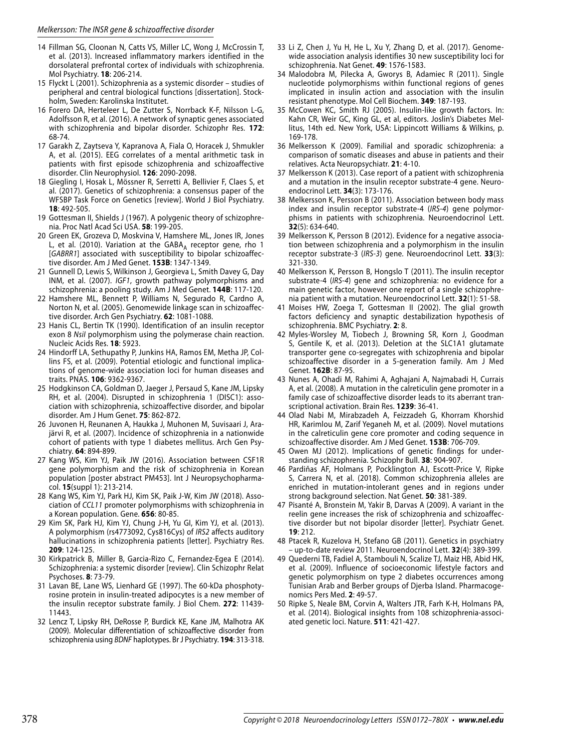14 Fillman SG, Cloonan N, Catts VS, Miller LC, Wong J, McCrossin T, et al. (2013). Increased inflammatory markers identified in the dorsolateral prefrontal cortex of individuals with schizophrenia. Mol Psychiatry. **18**: 206-214.

15 Flyckt L (2001). Schizophrenia as a systemic disorder – studies of peripheral and central biological functions [dissertation]. Stockholm, Sweden: Karolinska Institutet.

16 Forero DA, Herteleer L, De Zutter S, Norrback K-F, Nilsson L-G, Adolfsson R, et al. (2016). A network of synaptic genes associated with schizophrenia and bipolar disorder. Schizophr Res. **172**: 68-74.

17 Garakh Z, Zaytseva Y, Kapranova A, Fiala O, Horacek J, Shmukler A, et al. (2015). EEG correlates of a mental arithmetic task in patients with first episode schizophrenia and schizoaffective disorder. Clin Neurophysiol. **126**: 2090-2098.

18 Giegling I, Hosak L, Mössner R, Serretti A, Bellivier F, Claes S, et al. (2017). Genetics of schizophrenia: a consensus paper of the WFSBP Task Force on Genetics [review]. World J Biol Psychiatry. **18**: 492-505.

19 Gottesman II, Shields J (1967). A polygenic theory of schizophrenia. Proc Natl Acad Sci USA. **58**: 199-205.

20 Green EK, Grozeva D, Moskvina V, Hamshere ML, Jones IR, Jones L, et al. (2010). Variation at the $GABA_A$ receptor gene, rho 1 [*GABRR1*] associated with susceptibility to bipolar schizoaffective disorder. Am J Med Genet. **153B**: 1347-1349.

21 Gunnell D, Lewis S, Wilkinson J, Georgieva L, Smith Davey G, Day INM, et al. (2007). *IGF1*, growth pathway polymorphisms and schizophrenia: a pooling study. Am J Med Genet. **144B**: 117-120.

22 Hamshere ML, Bennett P, Williams N, Segurado R, Cardno A, Norton N, et al. (2005). Genomewide linkage scan in schizoaffective disorder. Arch Gen Psychiatry. **62**: 1081-1088.

23 Hanis CL, Bertin TK (1990). Identification of an insulin receptor exon 8 *NsiI* polymorphism using the polymerase chain reaction. Nucleic Acids Res. **18**: 5923.

24 Hindorff LA, Sethupathy P, Junkins HA, Ramos EM, Metha JP, Collins FS, et al. (2009). Potential etiologic and functional implications of genome-wide association loci for human diseases and traits. PNAS. **106**: 9362-9367.

25 Hodgkinson CA, Goldman D, Jaeger J, Persaud S, Kane JM, Lipsky RH, et al. (2004). Disrupted in schizophrenia 1 (DISC1): association with schizophrenia, schizoaffective disorder, and bipolar disorder. Am J Hum Genet. **75**: 862-872.

26 Juvonen H, Reunanen A, Haukka J, Muhonen M, Suvisaari J, Arajärvi R, et al. (2007). Incidence of schizophrenia in a nationwide cohort of patients with type 1 diabetes mellitus. Arch Gen Psychiatry. **64**: 894-899.

27 Kang WS, Kim YJ, Paik JW (2016). Association between CSF1R gene polymorphism and the risk of schizophrenia in Korean population [poster abstract PM453]. Int J Neuropsychopharmacol. **15**(suppl 1): 213-214.

28 Kang WS, Kim YJ, Park HJ, Kim SK, Paik J-W, Kim JW (2018). Association of *CCL11* promoter polymorphisms with schizophrenia in a Korean population. Gene. **656**: 80-85.

29 Kim SK, Park HJ, Kim YJ, Chung J-H, Yu GI, Kim YJ, et al. (2013). A polymorphism (rs4773092, Cys816Cys) of *IRS2* affects auditory hallucinations in schizophrenia patients [letter]. Psychiatry Res. **209**: 124-125.

30 Kirkpatrick B, Miller B, Garcia-Rizo C, Fernandez-Egea E (2014). Schizophrenia: a systemic disorder [review]. Clin Schizophr Relat Psychoses. **8**: 73-79.

31 Lavan BE, Lane WS, Lienhard GE (1997). The 60-kDa phosphotyrosine protein in insulin-treated adipocytes is a new member of the insulin receptor substrate family. J Biol Chem. **272**: 11439-11443.

32 Lencz T, Lipsky RH, DeRosse P, Burdick KE, Kane JM, Malhotra AK (2009). Molecular differentiation of schizoaffective disorder from schizophrenia using *BDNF* haplotypes. Br J Psychiatry. **194**: 313-318.

33 Li Z, Chen J, Yu H, He L, Xu Y, Zhang D, et al. (2017). Genome-wide association analysis identifies 30 new susceptibility loci for schizophrenia. Nat Genet. **49**: 1576-1583.

34 Malodobra M, Pilecka A, Gworys B, Adamiec R (2011). Single nucleotide polymorphisms within functional regions of genes implicated in insulin action and association with the insulin resistant phenotype. Mol Cell Biochem. **349**: 187-193.

35 McCowen KC, Smith RJ (2005). Insulin-like growth factors. In: Kahn CR, Weir GC, King GL, et al, editors. Joslin's Diabetes Mellitus, 14th ed. New York, USA: Lippincott Williams & Wilkins, p. 169-178.

36 Melkersson K (2009). Familial and sporadic schizophrenia: a comparison of somatic diseases and abuse in patients and their relatives. Acta Neuropsychiatr. **21**: 4-10.

37 Melkersson K (2013). Case report of a patient with schizophrenia and a mutation in the insulin receptor substrate-4 gene. Neuroendocrinol Lett. **34**(3): 173-176.

38 Melkersson K, Persson B (2011). Association between body mass index and insulin receptor substrate-4 (*IRS-4*) gene polymorphisms in patients with schizophrenia. Neuroendocrinol Lett. **32**(5): 634-640.

39 Melkersson K, Persson B (2012). Evidence for a negative association between schizophrenia and a polymorphism in the insulin receptor substrate-3 (*IRS-3*) gene. Neuroendocrinol Lett. **33**(3): 321-330.

40 Melkersson K, Persson B, Hongslo T (2011). The insulin receptor substrate-4 (*IRS-4*) gene and schizophrenia: no evidence for a main genetic factor, however one report of a single schizophrenia patient with a mutation. Neuroendocrinol Lett. **32**(1): 51-58.

41 Moises HW, Zoega T, Gottesman II (2002). The glial growth factors deficiency and synaptic destabilization hypothesis of schizophrenia. BMC Psychiatry. **2**: 8.

42 Myles-Worsley M, Tiobech J, Browning SR, Korn J, Goodman S, Gentile K, et al. (2013). Deletion at the SLC1A1 glutamate transporter gene co-segregates with schizophrenia and bipolar schizoaffective disorder in a 5-generation family. Am J Med Genet. **162B**: 87-95.

43 Nunes A, Ohadi M, Rahimi A, Aghajani A, Najmabadi H, Currais A, et al. (2008). A mutation in the calreticulin gene promoter in a family case of schizoaffective disorder leads to its aberrant transcriptional activation. Brain Res. **1239**: 36-41.

44 Olad Nabi M, Mirabzadeh A, Feizzadeh G, Khorram Khorshid HR, Karimlou M, Zarif Yeganeh M, et al. (2009). Novel mutations in the calreticulin gene core promoter and coding sequence in schizoaffective disorder. Am J Med Genet. **153B**: 706-709.

45 Owen MJ (2012). Implications of genetic findings for understanding schizophrenia. Schizophr Bull. **38**: 904-907.

46 Pardiñas AF, Holmans P, Pocklington AJ, Escott-Price V, Ripke S, Carrera N, et al. (2018). Common schizophrenia alleles are enriched in mutation-intolerant genes and in regions under strong background selection. Nat Genet. **50**: 381-389.

47 Pisanté A, Bronstein M, Yakir B, Darvas A (2009). A variant in the reelin gene increases the risk of schizophrenia and schizoaffective disorder but not bipolar disorder [letter]. Psychiatr Genet. **19**: 212.

48 Ptacek R, Kuzelova H, Stefano GB (2011). Genetics in psychiatry – up-to-date review 2011. Neuroendocrinol Lett. **32**(4): 389-399.

49 Quederni TB, Fadiel A, Stambouli N, Scalize TJ, Maiz HB, Abid HK, et al. (2009). Influence of socioeconomic lifestyle factors and genetic polymorphism on type 2 diabetes occurrences among Tunisian Arab and Berber groups of Djerba Island. Pharmacogenomics Pers Med. **2**: 49-57.

50 Ripke S, Neale BM, Corvin A, Walters JTR, Farh K-H, Holmans PA, et al. (2014). Biological insights from 108 schizophrenia-associated genetic loci. Nature. **511**: 421-427.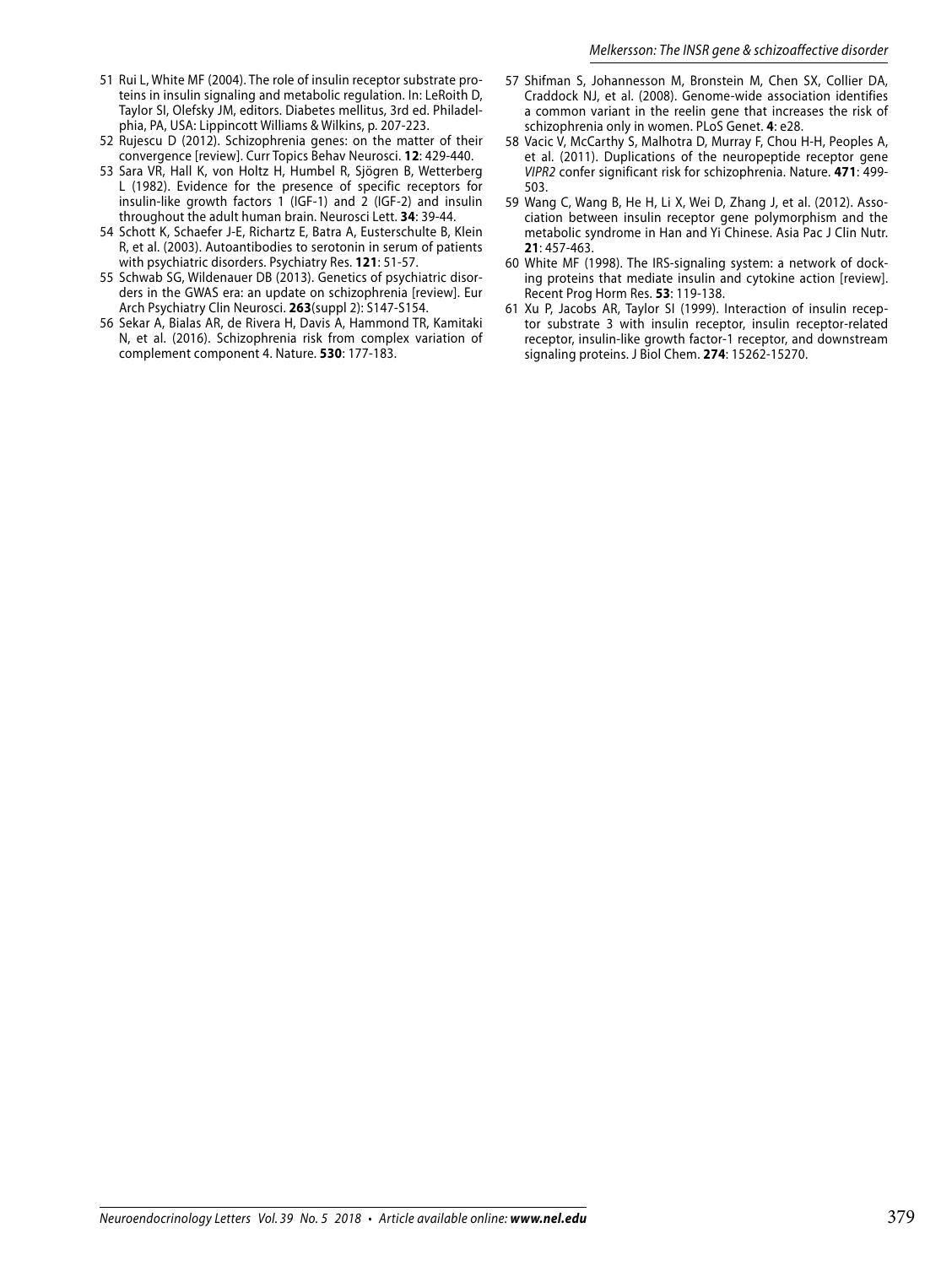51 Rui L, White MF (2004). The role of insulin receptor substrate proteins in insulin signaling and metabolic regulation. In: LeRoith D, Taylor SI, Olefsky JM, editors. Diabetes mellitus, 3rd ed. Philadelphia, PA, USA: Lippincott Williams & Wilkins, p. 207-223.

52 Rujescu D (2012). Schizophrenia genes: on the matter of their convergence [review]. Curr Topics Behav Neurosci. **12**: 429-440.

53 Sara VR, Hall K, von Holtz H, Humbel R, Sjögren B, Wetterberg L (1982). Evidence for the presence of specific receptors for insulin-like growth factors 1 (IGF-1) and 2 (IGF-2) and insulin throughout the adult human brain. Neurosci Lett. **34**: 39-44.

54 Schott K, Schaefer J-E, Richartz E, Batra A, Eusterschulte B, Klein R, et al. (2003). Autoantibodies to serotonin in serum of patients with psychiatric disorders. Psychiatry Res. **121**: 51-57.

55 Schwab SG, Wildenauer DB (2013). Genetics of psychiatric disorders in the GWAS era: an update on schizophrenia [review]. Eur Arch Psychiatry Clin Neurosci. **263**(suppl 2): S147-S154.

56 Sekar A, Bialas AR, de Rivera H, Davis A, Hammond TR, Kamitaki N, et al. (2016). Schizophrenia risk from complex variation of complement component 4. Nature. **530**: 177-183.

57 Shifman S, Johannesson M, Bronstein M, Chen SX, Collier DA, Craddock NJ, et al. (2008). Genome-wide association identifies a common variant in the reelin gene that increases the risk of schizophrenia only in women. PLoS Genet. **4**: e28.

58 Vacic V, McCarthy S, Malhotra D, Murray F, Chou H-H, Peoples A, et al. (2011). Duplications of the neuropeptide receptor gene *VIPR2* confer significant risk for schizophrenia. Nature. **471**: 499-503.

59 Wang C, Wang B, He H, Li X, Wei D, Zhang J, et al. (2012). Association between insulin receptor gene polymorphism and the metabolic syndrome in Han and Yi Chinese. Asia Pac J Clin Nutr. **21**: 457-463.

60 White MF (1998). The IRS-signaling system: a network of docking proteins that mediate insulin and cytokine action [review]. Recent Prog Horm Res. **53**: 119-138.

61 Xu P, Jacobs AR, Taylor SI (1999). Interaction of insulin receptor substrate 3 with insulin receptor, insulin receptor-related receptor, insulin-like growth factor-1 receptor, and downstream signaling proteins. J Biol Chem. **274**: 15262-15270.